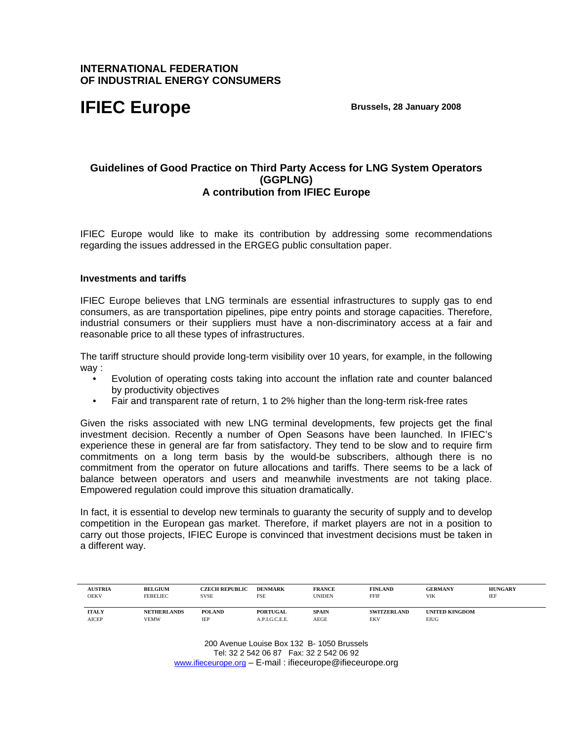**INTERNATIONAL FEDERATION OF INDUSTRIAL ENERGY CONSUMERS**

# IFIEC Europe

**Brussels, 28 January 2008**

## Guidelines of Good Practice on Third Party Access for LNG System Operators (GGPLNG)
## A contribution from IFIEC Europe

IFIEC Europe would like to make its contribution by addressing some recommendations regarding the issues addressed in the ERGEG public consultation paper.

### Investments and tariffs

IFIEC Europe believes that LNG terminals are essential infrastructures to supply gas to end consumers, as are transportation pipelines, pipe entry points and storage capacities. Therefore, industrial consumers or their suppliers must have a non-discriminatory access at a fair and reasonable price to all these types of infrastructures.

The tariff structure should provide long-term visibility over 10 years, for example, in the following way :

- Evolution of operating costs taking into account the inflation rate and counter balanced by productivity objectives
- Fair and transparent rate of return, 1 to 2% higher than the long-term risk-free rates

Given the risks associated with new LNG terminal developments, few projects get the final investment decision. Recently a number of Open Seasons have been launched. In IFIEC's experience these in general are far from satisfactory. They tend to be slow and to require firm commitments on a long term basis by the would-be subscribers, although there is no commitment from the operator on future allocations and tariffs. There seems to be a lack of balance between operators and users and meanwhile investments are not taking place. Empowered regulation could improve this situation dramatically.

In fact, it is essential to develop new terminals to guaranty the security of supply and to develop competition in the European gas market. Therefore, if market players are not in a position to carry out those projects, IFIEC Europe is convinced that investment decisions must be taken in a different way.

| AUSTRIA | BELGIUM | CZECH REPUBLIC | DENMARK | FRANCE | FINLAND | GERMANY | HUNGARY |
|---|---|---|---|---|---|---|---|
| OEKV | FEBELIEC | SVSE | FSE | UNIDEN | FFIF | VIK | IEF |
| **ITALY** | **NETHERLANDS** | **POLAND** | **PORTUGAL** | **SPAIN** | **SWITZERLAND** | **UNITED KINGDOM** | |
| AICEP | VEMW | IEP | A.P.I.G.C.E.E. | AEGE | EKV | EIUG | |

200 Avenue Louise Box 132 B- 1050 Brussels
Tel: 32 2 542 06 87 Fax: 32 2 542 06 92
www.ifieceurope.org – E-mail : ifieceurope@ifieceurope.org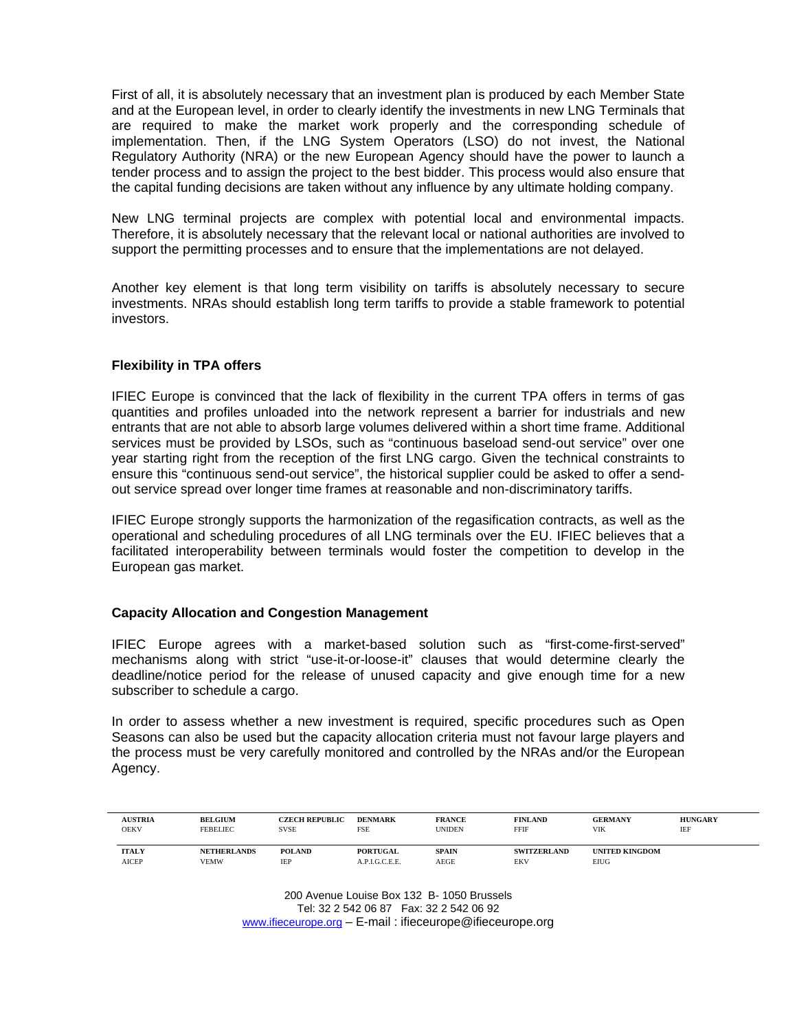First of all, it is absolutely necessary that an investment plan is produced by each Member State and at the European level, in order to clearly identify the investments in new LNG Terminals that are required to make the market work properly and the corresponding schedule of implementation. Then, if the LNG System Operators (LSO) do not invest, the National Regulatory Authority (NRA) or the new European Agency should have the power to launch a tender process and to assign the project to the best bidder. This process would also ensure that the capital funding decisions are taken without any influence by any ultimate holding company.

New LNG terminal projects are complex with potential local and environmental impacts. Therefore, it is absolutely necessary that the relevant local or national authorities are involved to support the permitting processes and to ensure that the implementations are not delayed.

Another key element is that long term visibility on tariffs is absolutely necessary to secure investments. NRAs should establish long term tariffs to provide a stable framework to potential investors.

**Flexibility in TPA offers**

IFIEC Europe is convinced that the lack of flexibility in the current TPA offers in terms of gas quantities and profiles unloaded into the network represent a barrier for industrials and new entrants that are not able to absorb large volumes delivered within a short time frame. Additional services must be provided by LSOs, such as "continuous baseload send-out service" over one year starting right from the reception of the first LNG cargo. Given the technical constraints to ensure this "continuous send-out service", the historical supplier could be asked to offer a send-out service spread over longer time frames at reasonable and non-discriminatory tariffs.

IFIEC Europe strongly supports the harmonization of the regasification contracts, as well as the operational and scheduling procedures of all LNG terminals over the EU. IFIEC believes that a facilitated interoperability between terminals would foster the competition to develop in the European gas market.

**Capacity Allocation and Congestion Management**

IFIEC Europe agrees with a market-based solution such as "first-come-first-served" mechanisms along with strict "use-it-or-loose-it" clauses that would determine clearly the deadline/notice period for the release of unused capacity and give enough time for a new subscriber to schedule a cargo.

In order to assess whether a new investment is required, specific procedures such as Open Seasons can also be used but the capacity allocation criteria must not favour large players and the process must be very carefully monitored and controlled by the NRAs and/or the European Agency.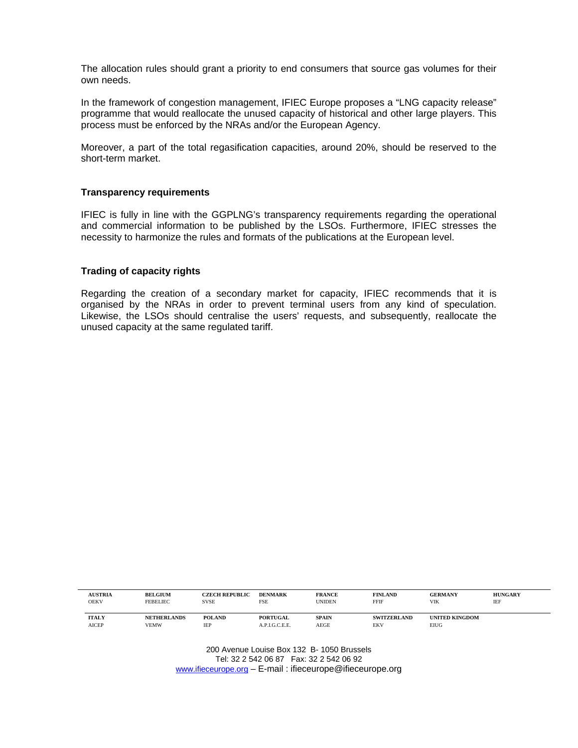The allocation rules should grant a priority to end consumers that source gas volumes for their own needs.

In the framework of congestion management, IFIEC Europe proposes a "LNG capacity release" programme that would reallocate the unused capacity of historical and other large players. This process must be enforced by the NRAs and/or the European Agency.

Moreover, a part of the total regasification capacities, around 20%, should be reserved to the short-term market.

### Transparency requirements

IFIEC is fully in line with the GGPLNG's transparency requirements regarding the operational and commercial information to be published by the LSOs. Furthermore, IFIEC stresses the necessity to harmonize the rules and formats of the publications at the European level.

### Trading of capacity rights

Regarding the creation of a secondary market for capacity, IFIEC recommends that it is organised by the NRAs in order to prevent terminal users from any kind of speculation. Likewise, the LSOs should centralise the users' requests, and subsequently, reallocate the unused capacity at the same regulated tariff.